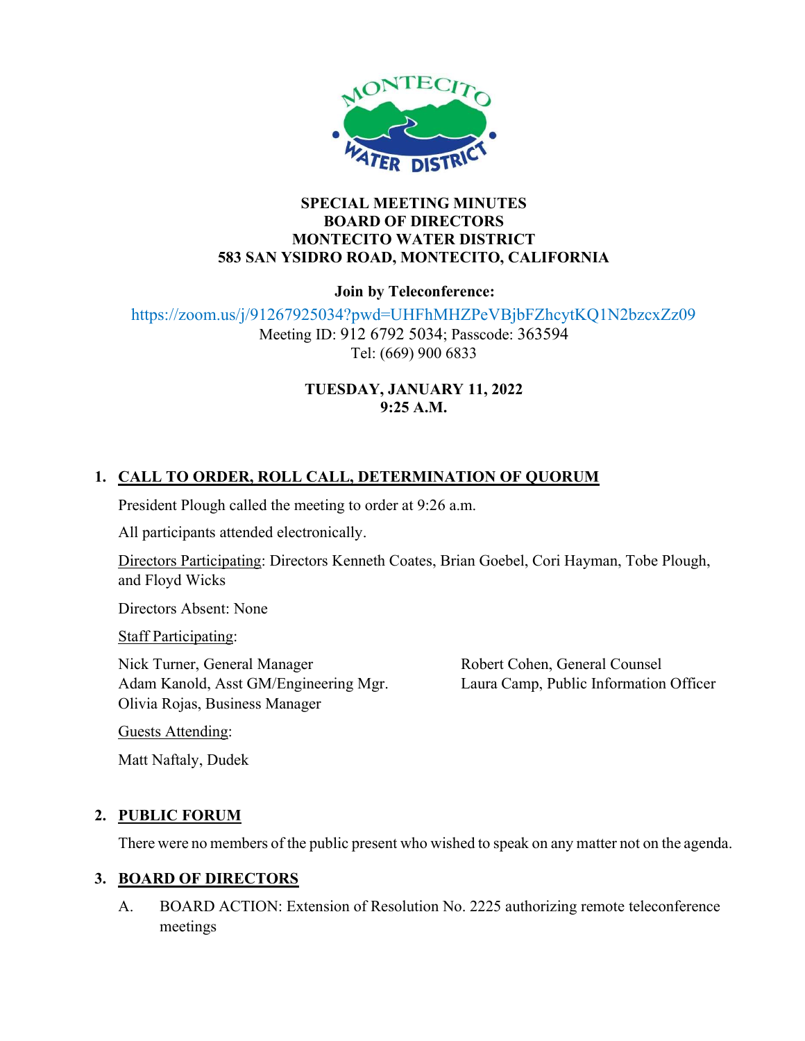**SPECIAL MEETING MINUTES**
**BOARD OF DIRECTORS**
**MONTECITO WATER DISTRICT**
**583 SAN YSIDRO ROAD, MONTECITO, CALIFORNIA**

**Join by Teleconference:**

https://zoom.us/j/91267925034?pwd=UHFhMHZPeVBjbFZhcytKQ1N2bzcxZz09

Meeting ID: 912 6792 5034; Passcode: 363594

Tel: (669) 900 6833

**TUESDAY, JANUARY 11, 2022**
**9:25 A.M.**

## 1. CALL TO ORDER, ROLL CALL, DETERMINATION OF QUORUM

President Plough called the meeting to order at 9:26 a.m.

All participants attended electronically.

Directors Participating: Directors Kenneth Coates, Brian Goebel, Cori Hayman, Tobe Plough, and Floyd Wicks

Directors Absent: None

Staff Participating:

Nick Turner, General Manager
Adam Kanold, Asst GM/Engineering Mgr.
Olivia Rojas, Business Manager
Robert Cohen, General Counsel
Laura Camp, Public Information Officer

Guests Attending:

Matt Naftaly, Dudek

## 2. PUBLIC FORUM

There were no members of the public present who wished to speak on any matter not on the agenda.

## 3. BOARD OF DIRECTORS

A. BOARD ACTION: Extension of Resolution No. 2225 authorizing remote teleconference meetings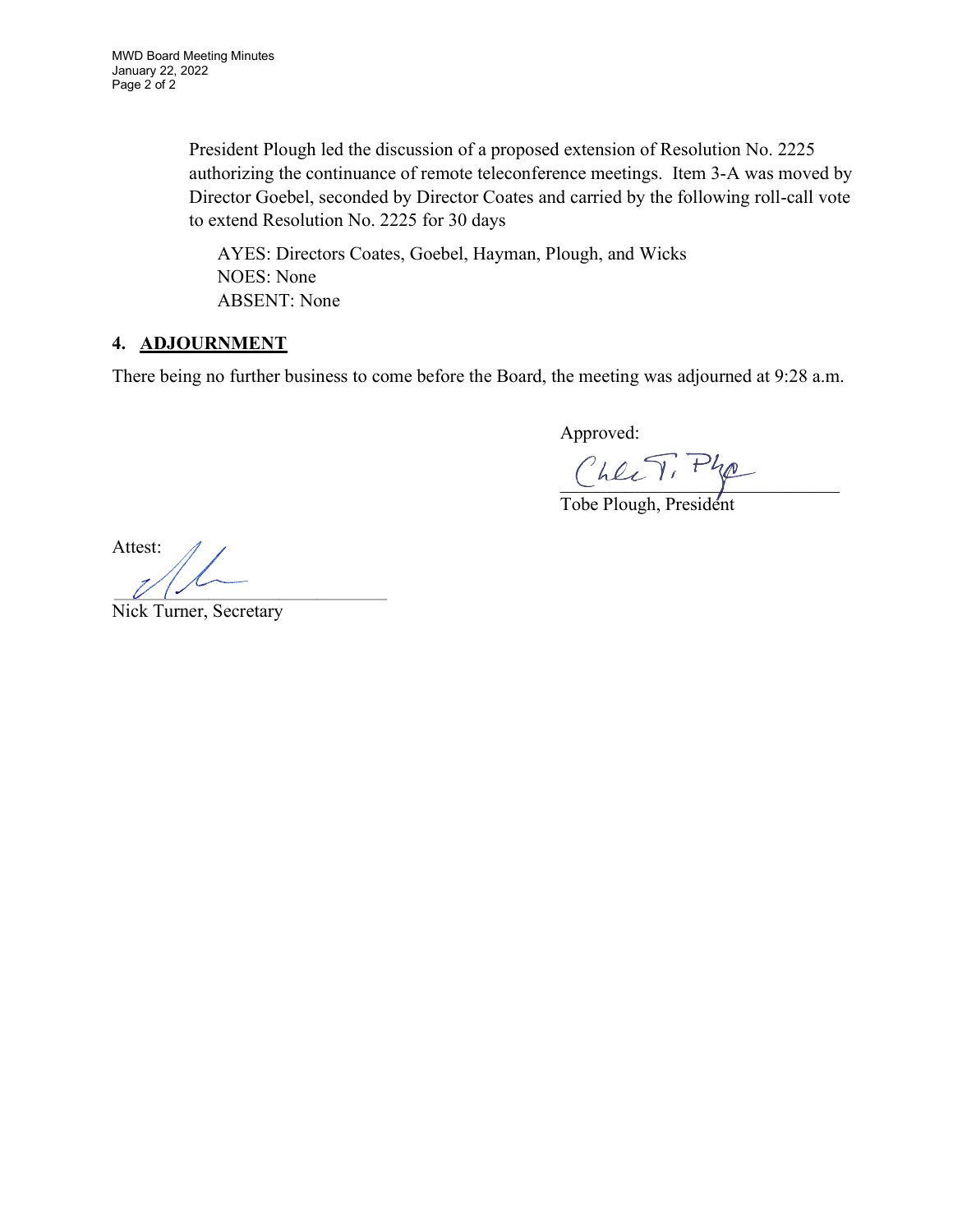President Plough led the discussion of a proposed extension of Resolution No. 2225 authorizing the continuance of remote teleconference meetings. Item 3-A was moved by Director Goebel, seconded by Director Coates and carried by the following roll-call vote to extend Resolution No. 2225 for 30 days

AYES: Directors Coates, Goebel, Hayman, Plough, and Wicks
NOES: None
ABSENT: None

## 4. ADJOURNMENT

There being no further business to come before the Board, the meeting was adjourned at 9:28 a.m.

Approved:

Tobe Plough, President

Attest:

Nick Turner, Secretary